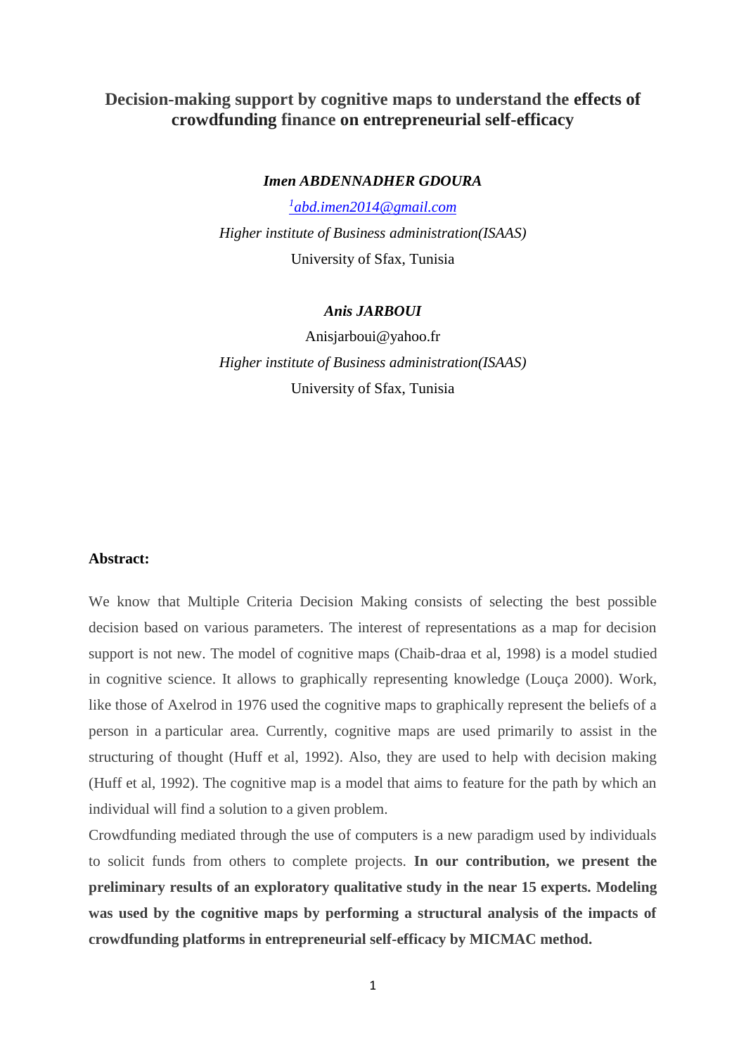# Decision-making support by cognitive maps to understand the effects of crowdfunding finance on entrepreneurial self-efficacy

***Imen ABDENNADHER GDOURA***

[1]abd.imen2014@gmail.com

*Higher institute of Business administration(ISAAS)*

University of Sfax, Tunisia

***Anis JARBOUI***

Anisjarboui@yahoo.fr

*Higher institute of Business administration(ISAAS)*

University of Sfax, Tunisia

**Abstract:**

We know that Multiple Criteria Decision Making consists of selecting the best possible decision based on various parameters. The interest of representations as a map for decision support is not new. The model of cognitive maps (Chaib-draa et al, 1998) is a model studied in cognitive science. It allows to graphically representing knowledge (Louça 2000). Work, like those of Axelrod in 1976 used the cognitive maps to graphically represent the beliefs of a person in a particular area. Currently, cognitive maps are used primarily to assist in the structuring of thought (Huff et al, 1992). Also, they are used to help with decision making (Huff et al, 1992). The cognitive map is a model that aims to feature for the path by which an individual will find a solution to a given problem.

Crowdfunding mediated through the use of computers is a new paradigm used by individuals to solicit funds from others to complete projects. **In our contribution, we present the preliminary results of an exploratory qualitative study in the near 15 experts. Modeling was used by the cognitive maps by performing a structural analysis of the impacts of crowdfunding platforms in entrepreneurial self-efficacy by MICMAC method.**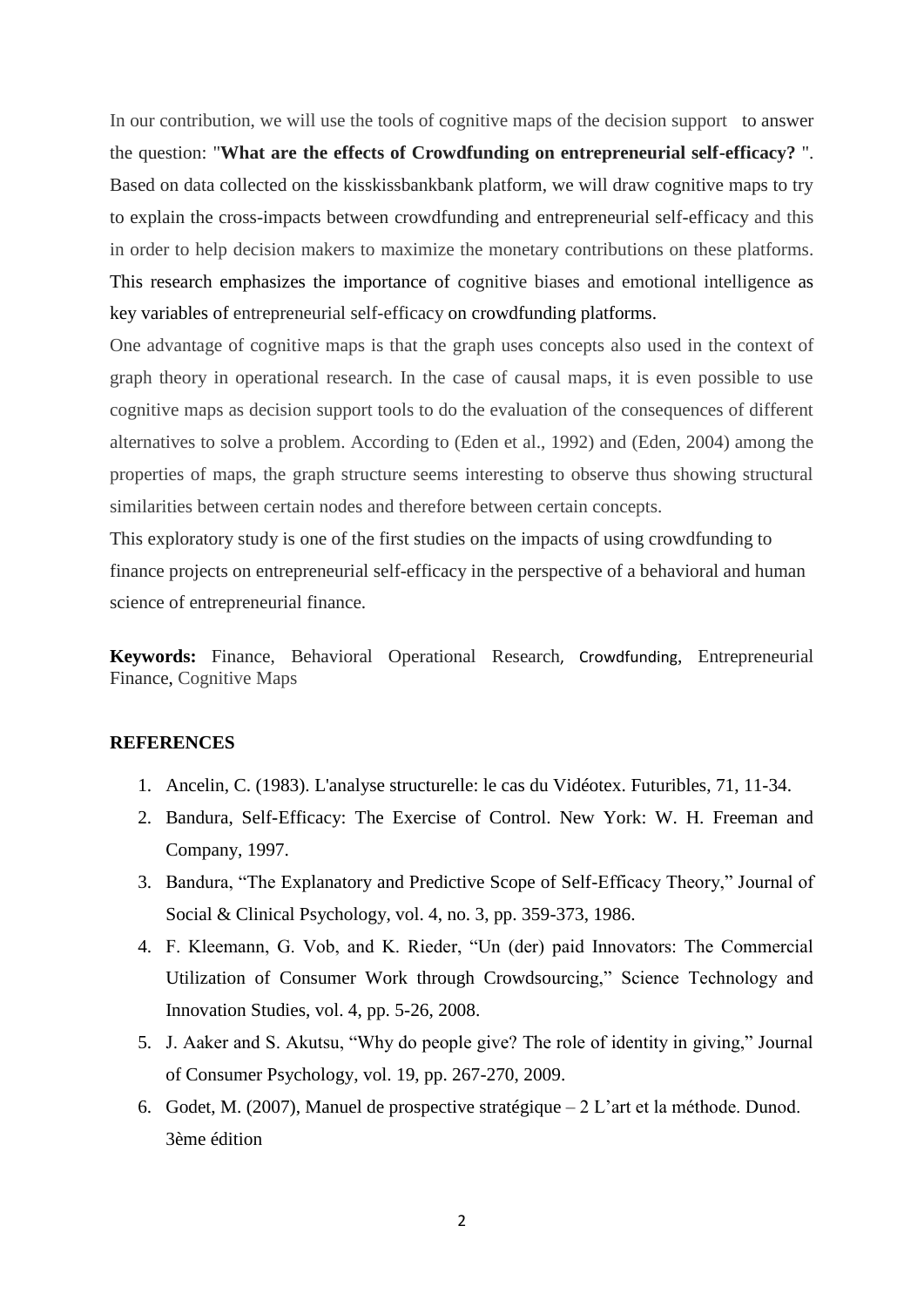In our contribution, we will use the tools of cognitive maps of the decision support to answer the question: "**What are the effects of Crowdfunding on entrepreneurial self-efficacy?** ". Based on data collected on the kisskissbankbank platform, we will draw cognitive maps to try to explain the cross-impacts between crowdfunding and entrepreneurial self-efficacy and this in order to help decision makers to maximize the monetary contributions on these platforms. This research emphasizes the importance of cognitive biases and emotional intelligence as key variables of entrepreneurial self-efficacy on crowdfunding platforms.

One advantage of cognitive maps is that the graph uses concepts also used in the context of graph theory in operational research. In the case of causal maps, it is even possible to use cognitive maps as decision support tools to do the evaluation of the consequences of different alternatives to solve a problem. According to (Eden et al., 1992) and (Eden, 2004) among the properties of maps, the graph structure seems interesting to observe thus showing structural similarities between certain nodes and therefore between certain concepts.

This exploratory study is one of the first studies on the impacts of using crowdfunding to finance projects on entrepreneurial self-efficacy in the perspective of a behavioral and human science of entrepreneurial finance.

**Keywords:** Finance, Behavioral Operational Research, Crowdfunding, Entrepreneurial Finance, Cognitive Maps

## REFERENCES

1. Ancelin, C. (1983). L'analyse structurelle: le cas du Vidéotex. Futuribles, 71, 11-34.
2. Bandura, Self-Efficacy: The Exercise of Control. New York: W. H. Freeman and Company, 1997.
3. Bandura, "The Explanatory and Predictive Scope of Self-Efficacy Theory," Journal of Social & Clinical Psychology, vol. 4, no. 3, pp. 359-373, 1986.
4. F. Kleemann, G. Vob, and K. Rieder, "Un (der) paid Innovators: The Commercial Utilization of Consumer Work through Crowdsourcing," Science Technology and Innovation Studies, vol. 4, pp. 5-26, 2008.
5. J. Aaker and S. Akutsu, "Why do people give? The role of identity in giving," Journal of Consumer Psychology, vol. 19, pp. 267-270, 2009.
6. Godet, M. (2007), Manuel de prospective stratégique – 2 L'art et la méthode. Dunod. 3ème édition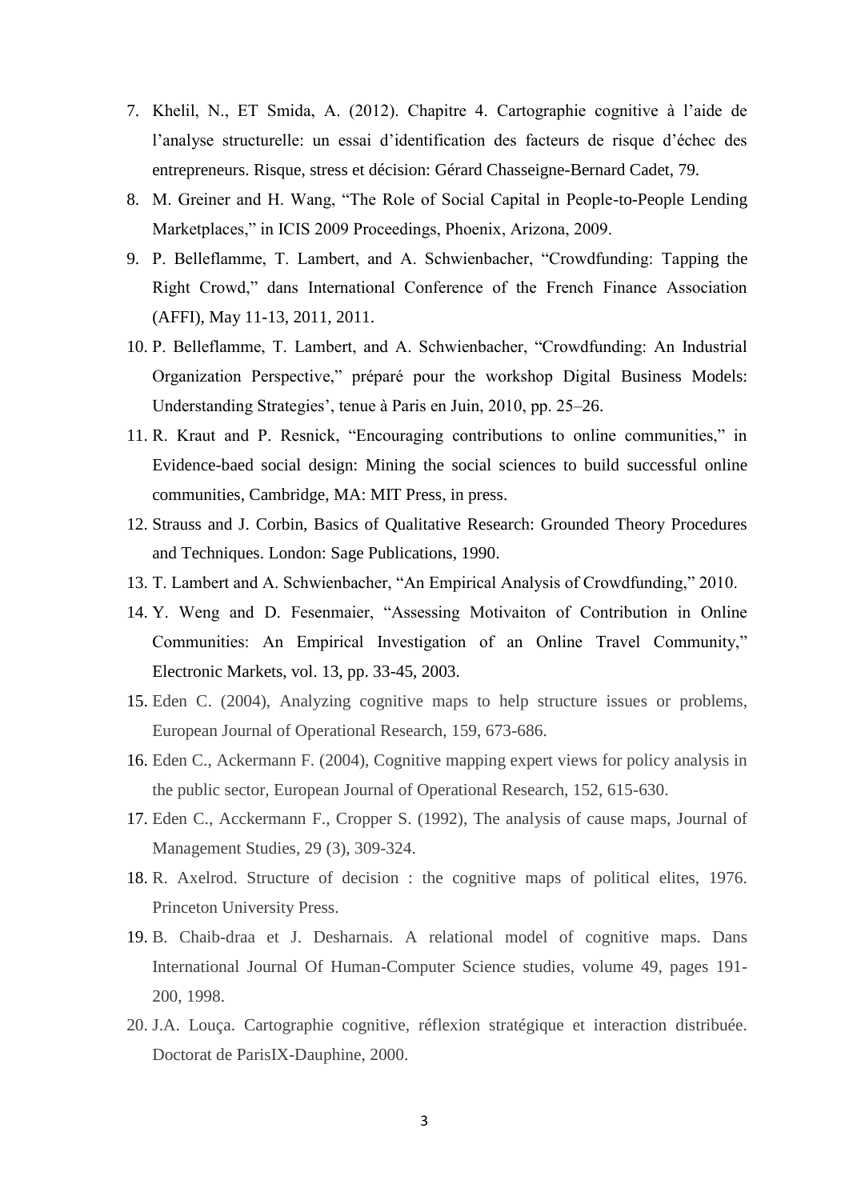7. Khelil, N., ET Smida, A. (2012). Chapitre 4. Cartographie cognitive à l'aide de l'analyse structurelle: un essai d'identification des facteurs de risque d'échec des entrepreneurs. Risque, stress et décision: Gérard Chasseigne-Bernard Cadet, 79.
8. M. Greiner and H. Wang, "The Role of Social Capital in People-to-People Lending Marketplaces," in ICIS 2009 Proceedings, Phoenix, Arizona, 2009.
9. P. Belleflamme, T. Lambert, and A. Schwienbacher, "Crowdfunding: Tapping the Right Crowd," dans International Conference of the French Finance Association (AFFI), May 11-13, 2011, 2011.
10. P. Belleflamme, T. Lambert, and A. Schwienbacher, "Crowdfunding: An Industrial Organization Perspective," préparé pour the workshop Digital Business Models: Understanding Strategies', tenue à Paris en Juin, 2010, pp. 25–26.
11. R. Kraut and P. Resnick, "Encouraging contributions to online communities," in Evidence-baed social design: Mining the social sciences to build successful online communities, Cambridge, MA: MIT Press, in press.
12. Strauss and J. Corbin, Basics of Qualitative Research: Grounded Theory Procedures and Techniques. London: Sage Publications, 1990.
13. T. Lambert and A. Schwienbacher, "An Empirical Analysis of Crowdfunding," 2010.
14. Y. Weng and D. Fesenmaier, "Assessing Motivaiton of Contribution in Online Communities: An Empirical Investigation of an Online Travel Community," Electronic Markets, vol. 13, pp. 33-45, 2003.
15. Eden C. (2004), Analyzing cognitive maps to help structure issues or problems, European Journal of Operational Research, 159, 673-686.
16. Eden C., Ackermann F. (2004), Cognitive mapping expert views for policy analysis in the public sector, European Journal of Operational Research, 152, 615-630.
17. Eden C., Acckermann F., Cropper S. (1992), The analysis of cause maps, Journal of Management Studies, 29 (3), 309-324.
18. R. Axelrod. Structure of decision : the cognitive maps of political elites, 1976. Princeton University Press.
19. B. Chaib-draa et J. Desharnais. A relational model of cognitive maps. Dans International Journal Of Human-Computer Science studies, volume 49, pages 191-200, 1998.
20. J.A. Louça. Cartographie cognitive, réflexion stratégique et interaction distribuée. Doctorat de ParisIX-Dauphine, 2000.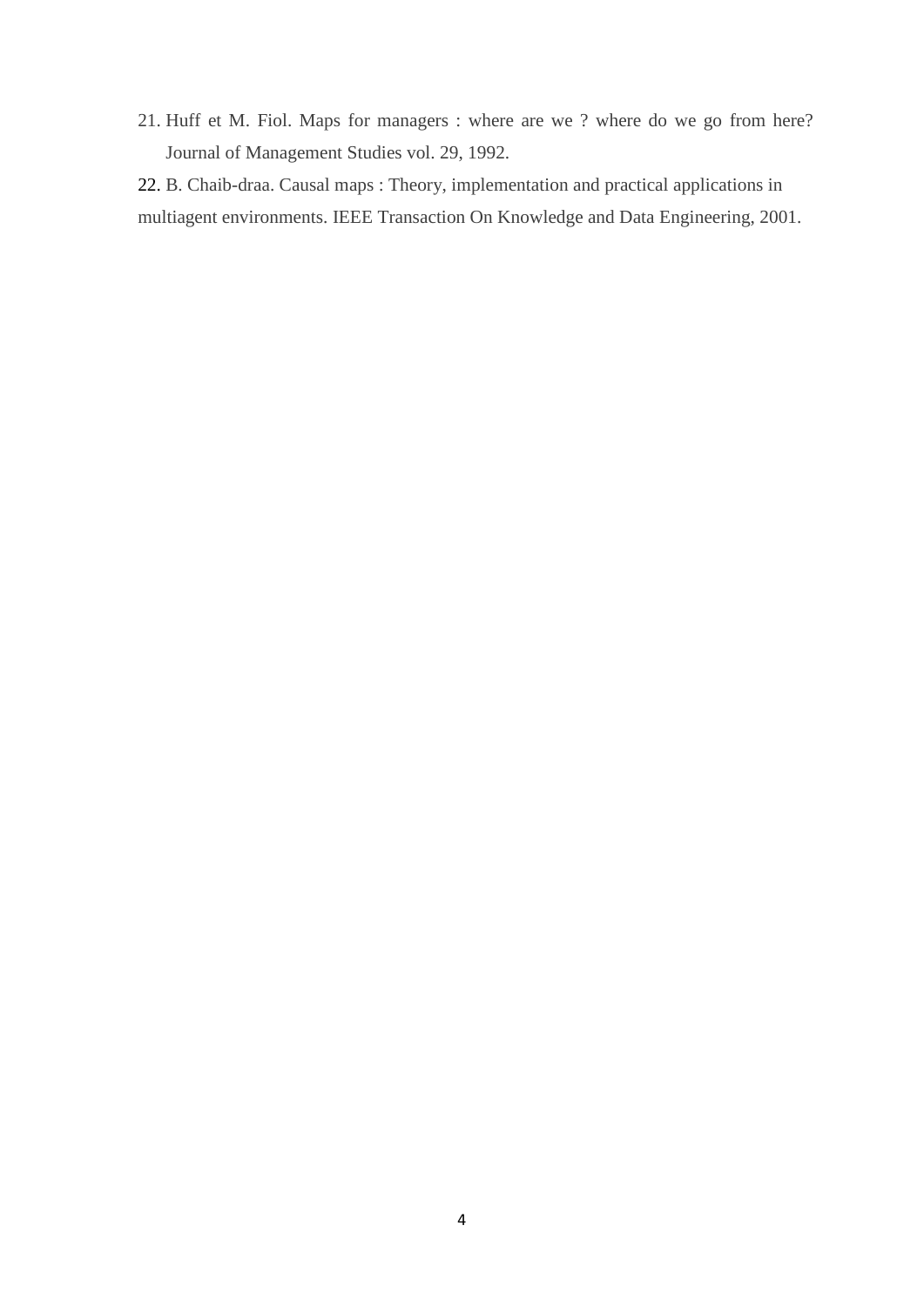21. Huff et M. Fiol. Maps for managers : where are we ? where do we go from here? Journal of Management Studies vol. 29, 1992.
22. B. Chaib-draa. Causal maps : Theory, implementation and practical applications in multiagent environments. IEEE Transaction On Knowledge and Data Engineering, 2001.